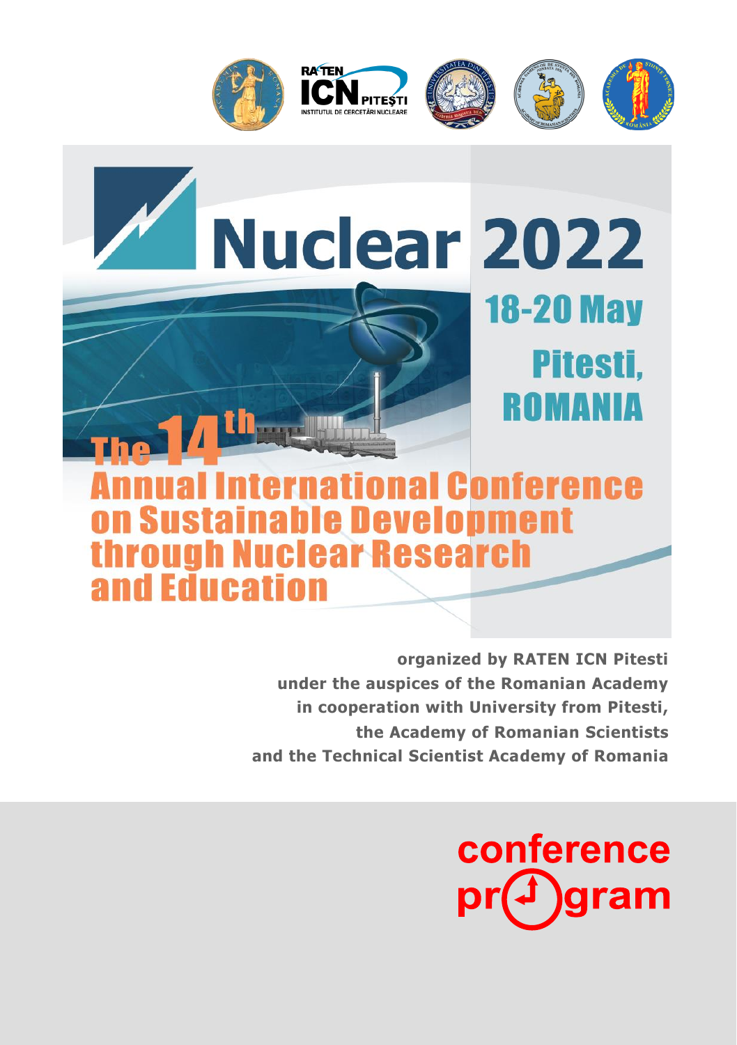# Nuclear 2022

**18-20 May**

**Pitesti, ROMANIA**

## The 14[th] Annual International Conference on Sustainable Development through Nuclear Research and Education

**organized by RATEN ICN Pitesti**
**under the auspices of the Romanian Academy**
**in cooperation with University from Pitesti,**
**the Academy of Romanian Scientists**
**and the Technical Scientist Academy of Romania**

**conference program**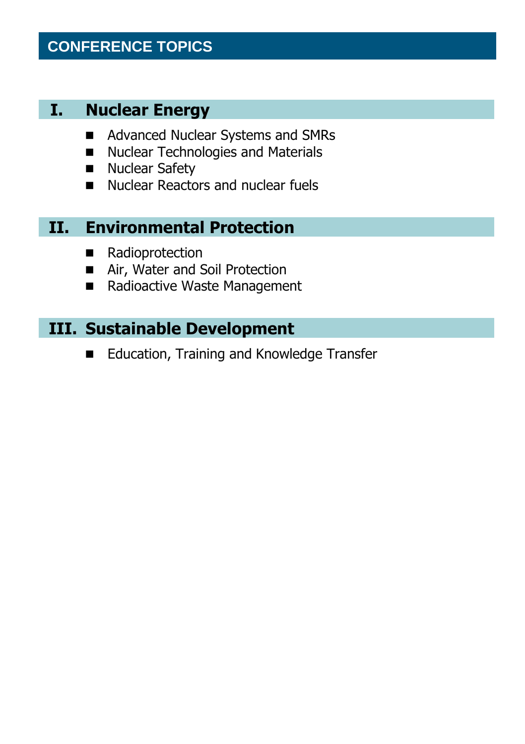# CONFERENCE TOPICS

## I. Nuclear Energy

- Advanced Nuclear Systems and SMRs
- Nuclear Technologies and Materials
- Nuclear Safety
- Nuclear Reactors and nuclear fuels

## II. Environmental Protection

- Radioprotection
- Air, Water and Soil Protection
- Radioactive Waste Management

## III. Sustainable Development

- Education, Training and Knowledge Transfer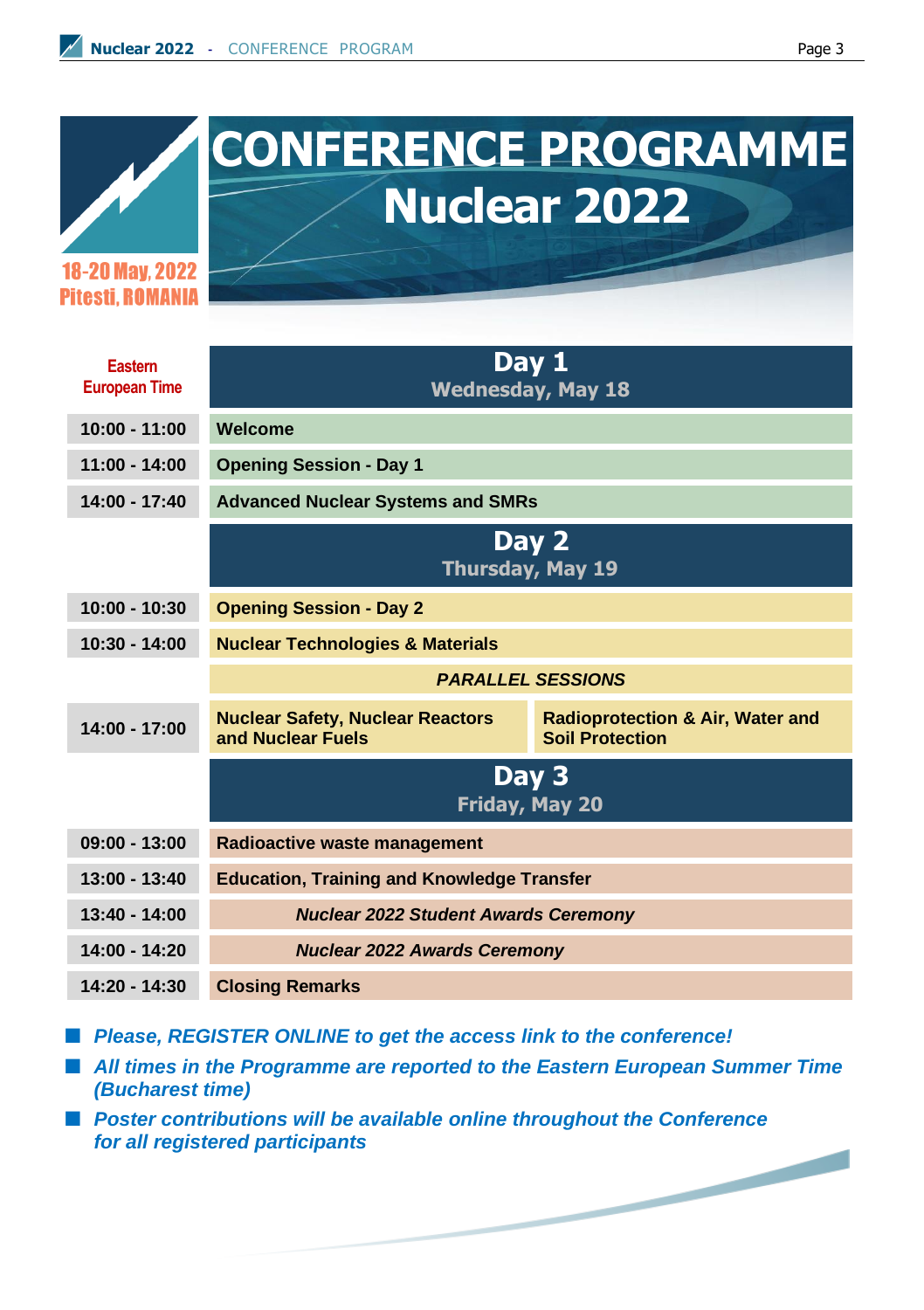# CONFERENCE PROGRAMME
# Nuclear 2022

18-20 May, 2022
Pitesti, ROMANIA

| Eastern European Time | Day 1 Wednesday, May 18 | |
|---|---|---|
| 10:00 - 11:00 | **Welcome** | |
| 11:00 - 14:00 | **Opening Session - Day 1** | |
| 14:00 - 17:40 | **Advanced Nuclear Systems and SMRs** | |
| | **Day 2 Thursday, May 19** | |
| 10:00 - 10:30 | **Opening Session - Day 2** | |
| 10:30 - 14:00 | **Nuclear Technologies & Materials** | |
| | ***PARALLEL SESSIONS*** | |
| 14:00 - 17:00 | **Nuclear Safety, Nuclear Reactors and Nuclear Fuels** | **Radioprotection & Air, Water and Soil Protection** |
| | **Day 3 Friday, May 20** | |
| 09:00 - 13:00 | **Radioactive waste management** | |
| 13:00 - 13:40 | **Education, Training and Knowledge Transfer** | |
| 13:40 - 14:00 | ***Nuclear 2022 Student Awards Ceremony*** | |
| 14:00 - 14:20 | ***Nuclear 2022 Awards Ceremony*** | |
| 14:20 - 14:30 | **Closing Remarks** | |

- ***Please, REGISTER ONLINE to get the access link to the conference!***
- ***All times in the Programme are reported to the Eastern European Summer Time (Bucharest time)***
- ***Poster contributions will be available online throughout the Conference for all registered participants***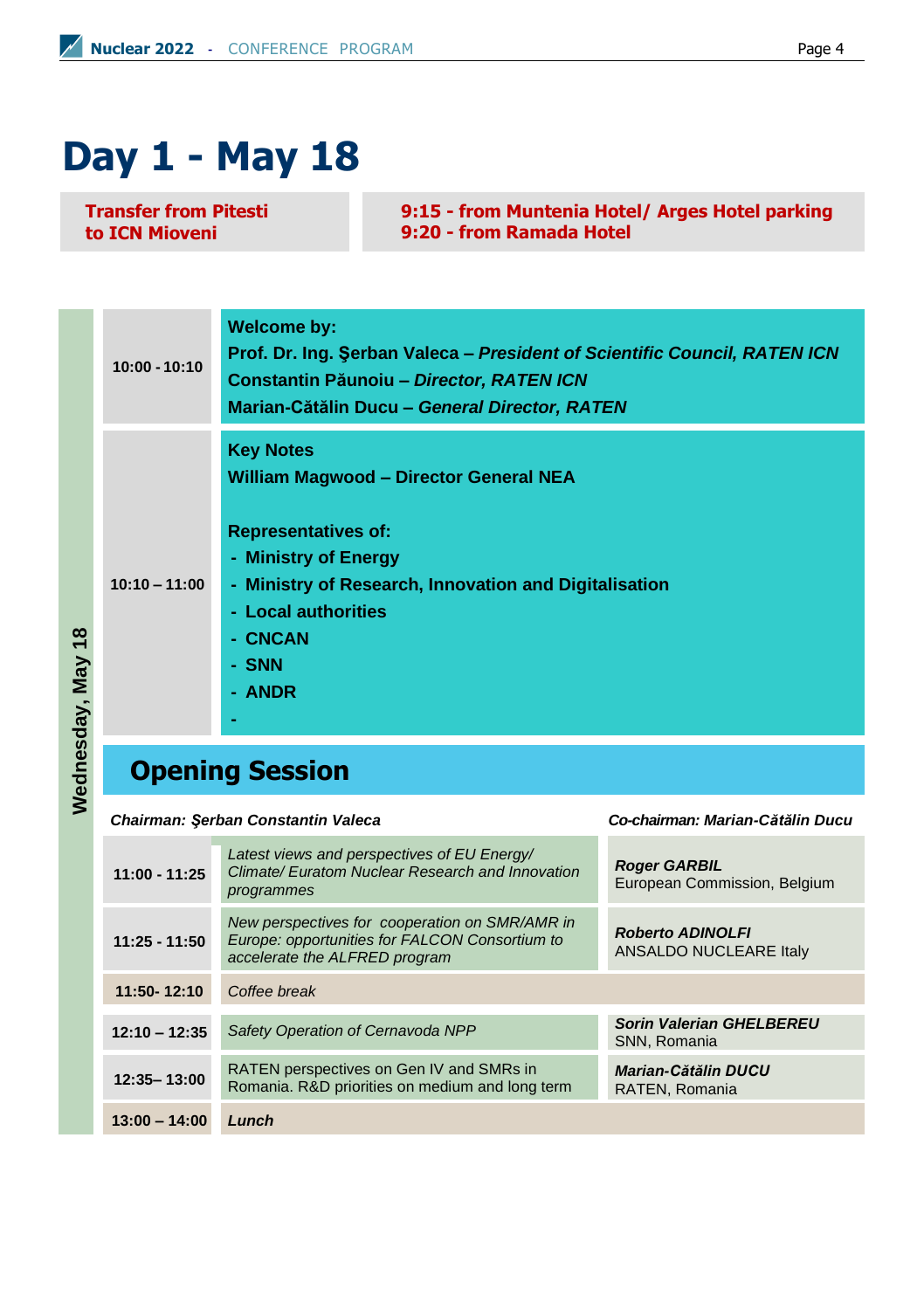# Day 1 - May 18

| Transfer from Pitesti to ICN Mioveni | 9:15 - from Muntenia Hotel/ Arges Hotel parking<br>9:20 - from Ramada Hotel |
|---|---|

**Wednesday, May 18**

| Time | Program |
|---|---|
| 10:00 - 10:10 | **Welcome by:**<br>**Prof. Dr. Ing. Şerban Valeca – *President of Scientific Council, RATEN ICN***<br>**Constantin Păunoiu – *Director, RATEN ICN***<br>**Marian-Cătălin Ducu – *General Director, RATEN*** |
| 10:10 – 11:00 | **Key Notes**<br>**William Magwood – Director General NEA**<br><br>**Representatives of:**<br>**- Ministry of Energy**<br>**- Ministry of Research, Innovation and Digitalisation**<br>**- Local authorities**<br>**- CNCAN**<br>**- SNN**<br>**- ANDR**<br>**-** |

## Opening Session

*Chairman: Şerban Constantin Valeca* — *Co-chairman: Marian-Cătălin Ducu*

| Time | Title | Speaker |
|---|---|---|
| 11:00 - 11:25 | *Latest views and perspectives of EU Energy/ Climate/ Euratom Nuclear Research and Innovation programmes* | ***Roger GARBIL***<br>European Commission, Belgium |
| 11:25 - 11:50 | *New perspectives for cooperation on SMR/AMR in Europe: opportunities for FALCON Consortium to accelerate the ALFRED program* | ***Roberto ADINOLFI***<br>ANSALDO NUCLEARE Italy |
| 11:50- 12:10 | *Coffee break* | |
| 12:10 – 12:35 | *Safety Operation of Cernavoda NPP* | ***Sorin Valerian GHELBEREU***<br>SNN, Romania |
| 12:35– 13:00 | RATEN perspectives on Gen IV and SMRs in Romania. R&D priorities on medium and long term | ***Marian-Cătălin DUCU***<br>RATEN, Romania |
| 13:00 – 14:00 | ***Lunch*** | |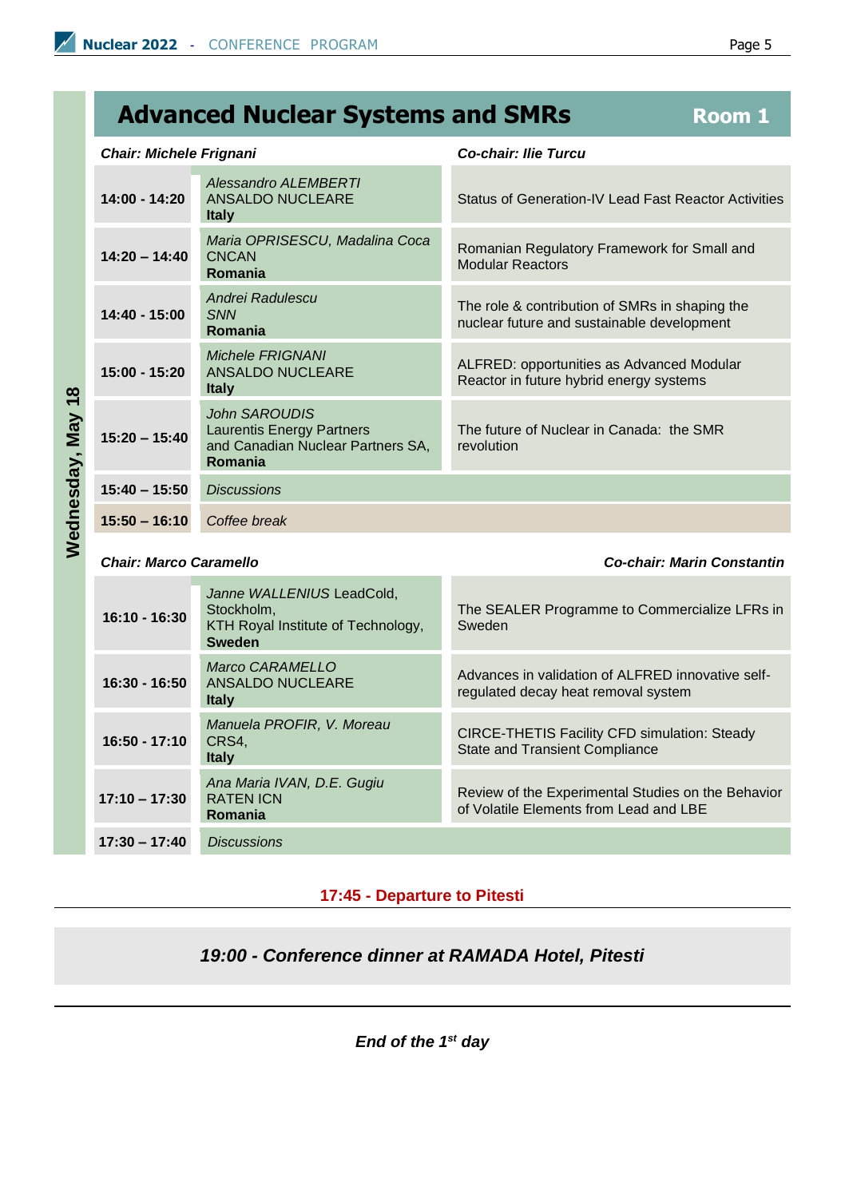## Advanced Nuclear Systems and SMRs — Room 1

**Wednesday, May 18**

***Chair: Michele Frignani*** ***Co-chair: Ilie Turcu***

| Time | Authors | Title |
|---|---|---|
| **14:00 - 14:20** | *Alessandro ALEMBERTI* ANSALDO NUCLEARE **Italy** | Status of Generation-IV Lead Fast Reactor Activities |
| **14:20 – 14:40** | *Maria OPRISESCU, Madalina Coca* CNCAN **Romania** | Romanian Regulatory Framework for Small and Modular Reactors |
| **14:40 - 15:00** | *Andrei Radulescu* *SNN* **Romania** | The role & contribution of SMRs in shaping the nuclear future and sustainable development |
| **15:00 - 15:20** | *Michele FRIGNANI* ANSALDO NUCLEARE **Italy** | ALFRED: opportunities as Advanced Modular Reactor in future hybrid energy systems |
| **15:20 – 15:40** | *John SAROUDIS* Laurentis Energy Partners and Canadian Nuclear Partners SA, **Romania** | The future of Nuclear in Canada: the SMR revolution |
| **15:40 – 15:50** | *Discussions* | |
| **15:50 – 16:10** | *Coffee break* | |

***Chair: Marco Caramello*** ***Co-chair: Marin Constantin***

| Time | Authors | Title |
|---|---|---|
| **16:10 - 16:30** | *Janne WALLENIUS* LeadCold, Stockholm, KTH Royal Institute of Technology, **Sweden** | The SEALER Programme to Commercialize LFRs in Sweden |
| **16:30 - 16:50** | *Marco CARAMELLO* ANSALDO NUCLEARE **Italy** | Advances in validation of ALFRED innovative self-regulated decay heat removal system |
| **16:50 - 17:10** | *Manuela PROFIR, V. Moreau* CRS4, **Italy** | CIRCE-THETIS Facility CFD simulation: Steady State and Transient Compliance |
| **17:10 – 17:30** | *Ana Maria IVAN, D.E. Gugiu* RATEN ICN **Romania** | Review of the Experimental Studies on the Behavior of Volatile Elements from Lead and LBE |
| **17:30 – 17:40** | *Discussions* | |

**17:45 - Departure to Pitesti**

***19:00 - Conference dinner at RAMADA Hotel, Pitesti***

***End of the 1st day***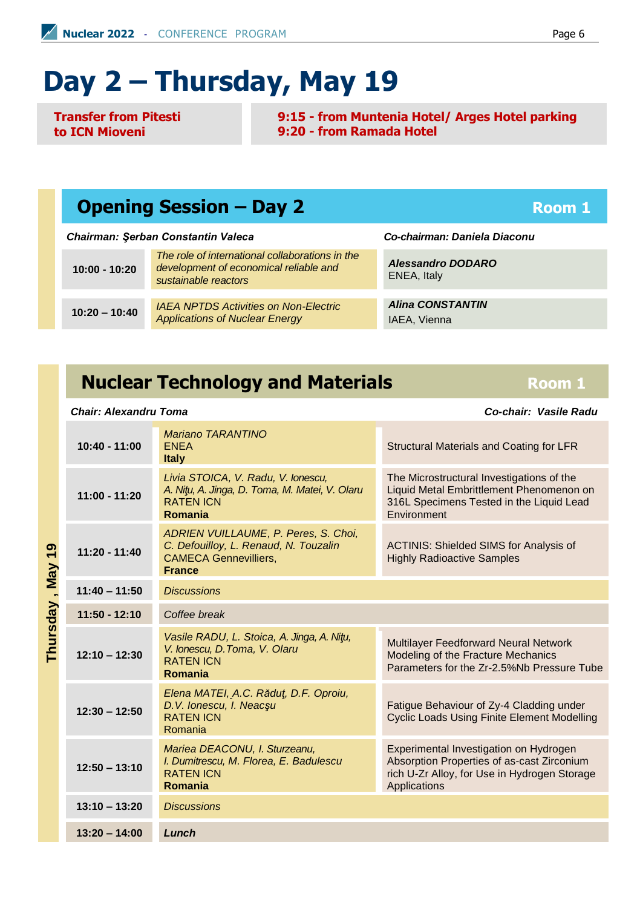# Day 2 – Thursday, May 19

| Transfer from Pitesti to ICN Mioveni | 9:15 - from Muntenia Hotel/ Arges Hotel parking<br>9:20 - from Ramada Hotel |
|---|---|

## Opening Session – Day 2 — Room 1

*Chairman: Şerban Constantin Valeca* — *Co-chairman: Daniela Diaconu*

| Time | Title | Speaker |
|---|---|---|
| 10:00 - 10:20 | *The role of international collaborations in the development of economical reliable and sustainable reactors* | ***Alessandro DODARO***<br>ENEA, Italy |
| 10:20 – 10:40 | *IAEA NPTDS Activities on Non-Electric Applications of Nuclear Energy* | ***Alina CONSTANTIN***<br>IAEA, Vienna |

## Nuclear Technology and Materials — Room 1

*Chair: Alexandru Toma* — *Co-chair: Vasile Radu*

| Time | Authors | Title |
|---|---|---|
| 10:40 - 11:00 | *Mariano TARANTINO*<br>ENEA<br>**Italy** | Structural Materials and Coating for LFR |
| 11:00 - 11:20 | *Livia STOICA, V. Radu, V. Ionescu, A. Niţu, A. Jinga, D. Toma, M. Matei, V. Olaru*<br>RATEN ICN<br>**Romania** | The Microstructural Investigations of the Liquid Metal Embrittlement Phenomenon on 316L Specimens Tested in the Liquid Lead Environment |
| 11:20 - 11:40 | *ADRIEN VUILLAUME, P. Peres, S. Choi, C. Defouilloy, L. Renaud, N. Touzalin*<br>CAMECA Gennevilliers,<br>**France** | ACTINIS: Shielded SIMS for Analysis of Highly Radioactive Samples |
| 11:40 – 11:50 | *Discussions* | |
| 11:50 - 12:10 | *Coffee break* | |
| 12:10 – 12:30 | *Vasile RADU, L. Stoica, A. Jinga, A. Niţu, V. Ionescu, D.Toma, V. Olaru*<br>RATEN ICN<br>**Romania** | Multilayer Feedforward Neural Network Modeling of the Fracture Mechanics Parameters for the Zr-2.5%Nb Pressure Tube |
| 12:30 – 12:50 | *Elena MATEI, A.C. Răduţ, D.F. Oproiu, D.V. Ionescu, I. Neacşu*<br>RATEN ICN<br>Romania | Fatigue Behaviour of Zy-4 Cladding under Cyclic Loads Using Finite Element Modelling |
| 12:50 – 13:10 | *Mariea DEACONU, I. Sturzeanu, I. Dumitrescu, M. Florea, E. Badulescu*<br>RATEN ICN<br>**Romania** | Experimental Investigation on Hydrogen Absorption Properties of as-cast Zirconium rich U-Zr Alloy, for Use in Hydrogen Storage Applications |
| 13:10 – 13:20 | *Discussions* | |
| 13:20 – 14:00 | ***Lunch*** | |

Thursday , May 19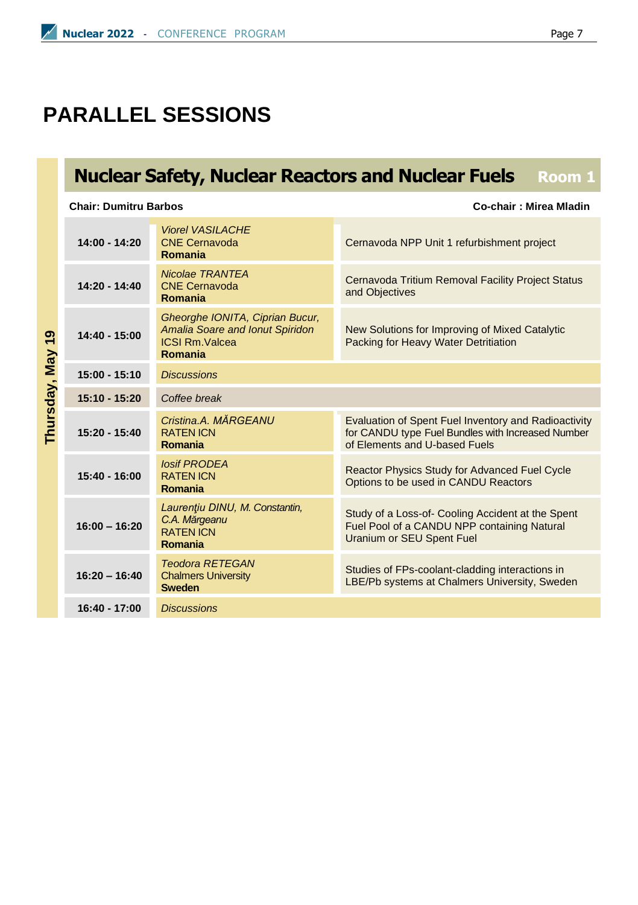# PARALLEL SESSIONS

## Nuclear Safety, Nuclear Reactors and Nuclear Fuels — Room 1

**Thursday, May 19**

**Chair: Dumitru Barbos** | **Co-chair : Mirea Mladin**

| Time | Authors | Title |
|---|---|---|
| **14:00 - 14:20** | *Viorel VASILACHE*<br>CNE Cernavoda<br>**Romania** | Cernavoda NPP Unit 1 refurbishment project |
| **14:20 - 14:40** | *Nicolae TRANTEA*<br>CNE Cernavoda<br>**Romania** | Cernavoda Tritium Removal Facility Project Status and Objectives |
| **14:40 - 15:00** | *Gheorghe IONITA, Ciprian Bucur, Amalia Soare and Ionut Spiridon*<br>ICSI Rm.Valcea<br>**Romania** | New Solutions for Improving of Mixed Catalytic Packing for Heavy Water Detritiation |
| **15:00 - 15:10** | *Discussions* | |
| **15:10 - 15:20** | *Coffee break* | |
| **15:20 - 15:40** | *Cristina.A. MĂRGEANU*<br>RATEN ICN<br>**Romania** | Evaluation of Spent Fuel Inventory and Radioactivity for CANDU type Fuel Bundles with Increased Number of Elements and U-based Fuels |
| **15:40 - 16:00** | *Iosif PRODEA*<br>RATEN ICN<br>**Romania** | Reactor Physics Study for Advanced Fuel Cycle Options to be used in CANDU Reactors |
| **16:00 – 16:20** | *Laurenţiu DINU, M. Constantin, C.A. Mărgeanu*<br>RATEN ICN<br>**Romania** | Study of a Loss-of- Cooling Accident at the Spent Fuel Pool of a CANDU NPP containing Natural Uranium or SEU Spent Fuel |
| **16:20 – 16:40** | *Teodora RETEGAN*<br>Chalmers University<br>**Sweden** | Studies of FPs-coolant-cladding interactions in LBE/Pb systems at Chalmers University, Sweden |
| **16:40 - 17:00** | *Discussions* | |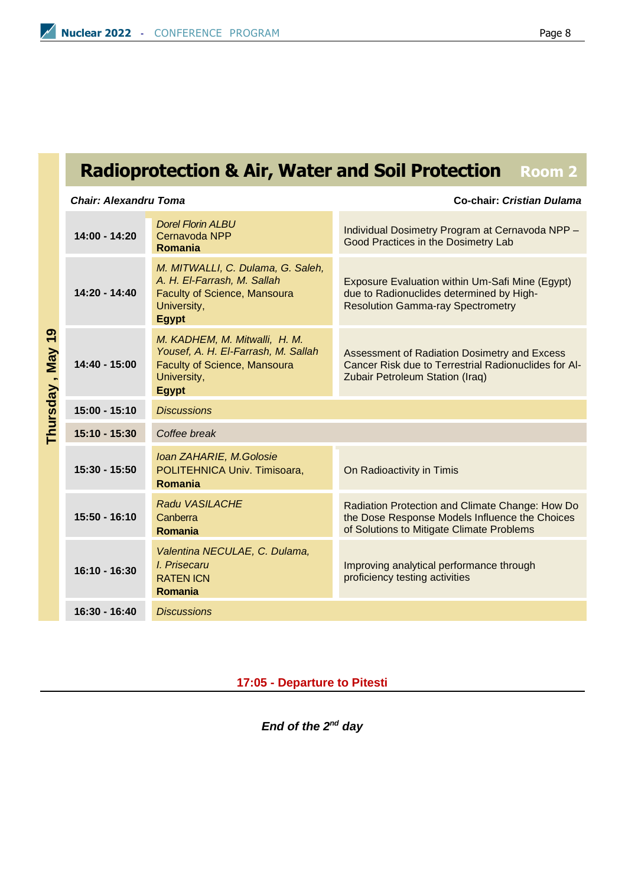## Radioprotection & Air, Water and Soil Protection — Room 2

**Thursday, May 19**

***Chair:*** ***Alexandru Toma*** — **Co-chair:** ***Cristian Dulama***

| Time | Authors | Title |
|---|---|---|
| **14:00 - 14:20** | *Dorel Florin ALBU* Cernavoda NPP **Romania** | Individual Dosimetry Program at Cernavoda NPP – Good Practices in the Dosimetry Lab |
| **14:20 - 14:40** | *M. MITWALLI, C. Dulama, G. Saleh, A. H. El-Farrash, M. Sallah* Faculty of Science, Mansoura University, **Egypt** | Exposure Evaluation within Um-Safi Mine (Egypt) due to Radionuclides determined by High-Resolution Gamma-ray Spectrometry |
| **14:40 - 15:00** | *M. KADHEM, M. Mitwalli, H. M. Yousef, A. H. El-Farrash, M. Sallah* Faculty of Science, Mansoura University, **Egypt** | Assessment of Radiation Dosimetry and Excess Cancer Risk due to Terrestrial Radionuclides for Al-Zubair Petroleum Station (Iraq) |
| **15:00 - 15:10** | *Discussions* | |
| **15:10 - 15:30** | *Coffee break* | |
| **15:30 - 15:50** | *Ioan ZAHARIE, M.Golosie* POLITEHNICA Univ. Timisoara, **Romania** | On Radioactivity in Timis |
| **15:50 - 16:10** | *Radu VASILACHE* Canberra **Romania** | Radiation Protection and Climate Change: How Do the Dose Response Models Influence the Choices of Solutions to Mitigate Climate Problems |
| **16:10 - 16:30** | *Valentina NECULAE, C. Dulama, I. Prisecaru* RATEN ICN **Romania** | Improving analytical performance through proficiency testing activities |
| **16:30 - 16:40** | *Discussions* | |

**17:05 - Departure to Pitesti**

***End of the 2nd day***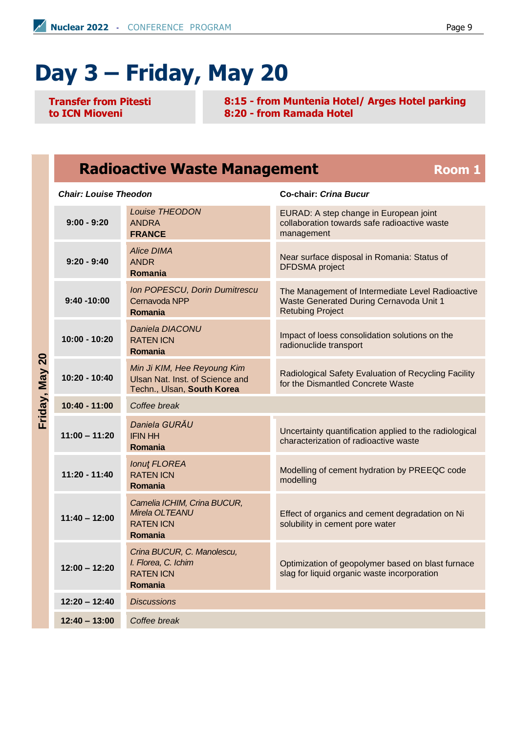# Day 3 – Friday, May 20

| **Transfer from Pitesti to ICN Mioveni** | **8:15 - from Muntenia Hotel/ Arges Hotel parking**<br>**8:20 - from Ramada Hotel** |
|---|---|

**Friday, May 20**

## Radioactive Waste Management — Room 1

***Chair: Louise Theodon*** **Co-chair:** ***Crina Bucur***

| Time | Authors | Title |
|---|---|---|
| **9:00 - 9:20** | *Louise THEODON*<br>ANDRA<br>**FRANCE** | EURAD: A step change in European joint collaboration towards safe radioactive waste management |
| **9:20 - 9:40** | *Alice DIMA*<br>ANDR<br>**Romania** | Near surface disposal in Romania: Status of DFDSMA project |
| **9:40 -10:00** | *Ion POPESCU, Dorin Dumitrescu*<br>Cernavoda NPP<br>**Romania** | The Management of Intermediate Level Radioactive Waste Generated During Cernavoda Unit 1 Retubing Project |
| **10:00 - 10:20** | *Daniela DIACONU*<br>RATEN ICN<br>**Romania** | Impact of loess consolidation solutions on the radionuclide transport |
| **10:20 - 10:40** | *Min Ji KIM, Hee Reyoung Kim*<br>Ulsan Nat. Inst. of Science and Techn., Ulsan, **South Korea** | Radiological Safety Evaluation of Recycling Facility for the Dismantled Concrete Waste |
| **10:40 - 11:00** | *Coffee break* | |
| **11:00 – 11:20** | *Daniela GURĂU*<br>IFIN HH<br>**Romania** | Uncertainty quantification applied to the radiological characterization of radioactive waste |
| **11:20 - 11:40** | *Ionuţ FLOREA*<br>RATEN ICN<br>**Romania** | Modelling of cement hydration by PREEQC code modelling |
| **11:40 – 12:00** | *Camelia ICHIM, Crina BUCUR, Mirela OLTEANU*<br>RATEN ICN<br>**Romania** | Effect of organics and cement degradation on Ni solubility in cement pore water |
| **12:00 – 12:20** | *Crina BUCUR, C. Manolescu, I. Florea, C. Ichim*<br>RATEN ICN<br>**Romania** | Optimization of geopolymer based on blast furnace slag for liquid organic waste incorporation |
| **12:20 – 12:40** | *Discussions* | |
| **12:40 – 13:00** | *Coffee break* | |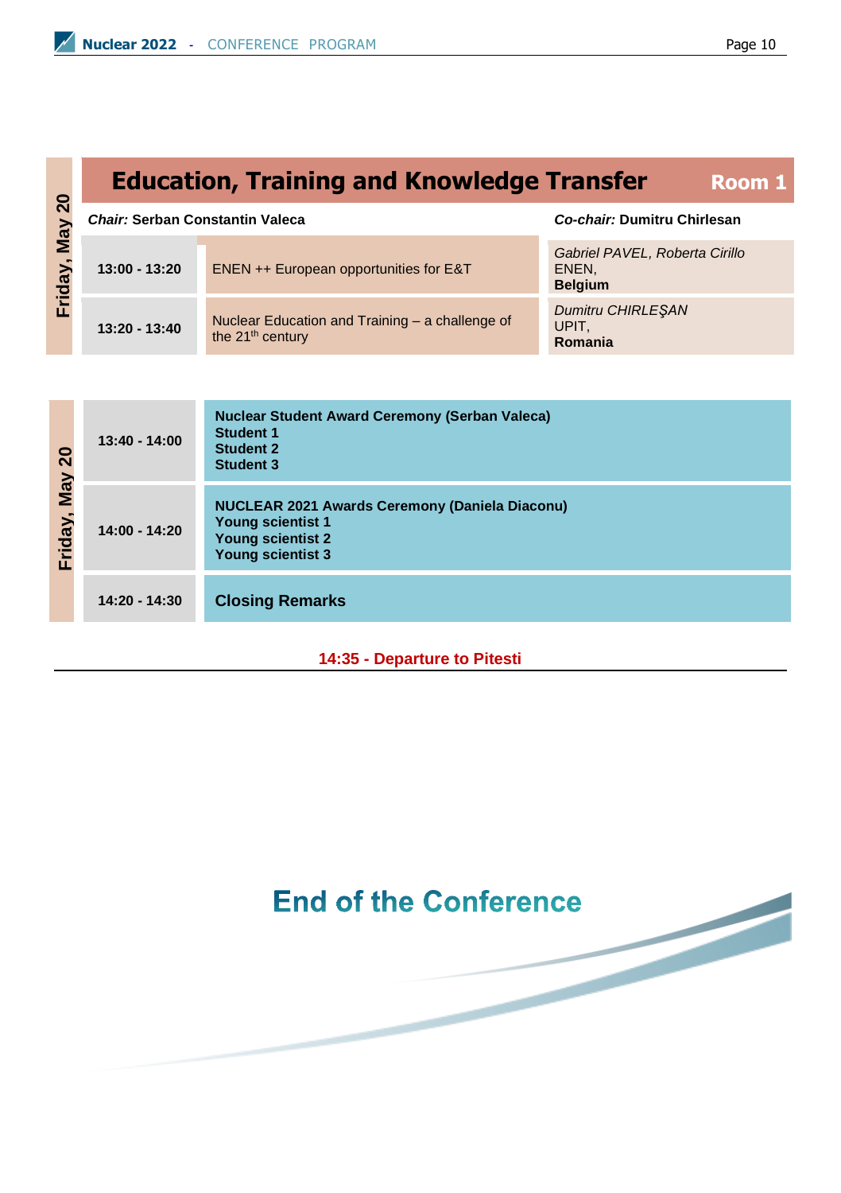## Education, Training and Knowledge Transfer — Room 1

**Friday, May 20**

*Chair:* **Serban Constantin Valeca** — *Co-chair:* **Dumitru Chirlesan**

| Time | Title | Authors |
| --- | --- | --- |
| **13:00 - 13:20** | ENEN ++ European opportunities for E&T | *Gabriel PAVEL, Roberta Cirillo* ENEN, **Belgium** |
| **13:20 - 13:40** | Nuclear Education and Training – a challenge of the 21th century | *Dumitru CHIRLEŞAN* UPIT, **Romania** |

**Friday, May 20**

| Time | Event |
| --- | --- |
| **13:40 - 14:00** | **Nuclear Student Award Ceremony (Serban Valeca)** **Student 1** **Student 2** **Student 3** |
| **14:00 - 14:20** | **NUCLEAR 2021 Awards Ceremony (Daniela Diaconu)** **Young scientist 1** **Young scientist 2** **Young scientist 3** |
| **14:20 - 14:30** | **Closing Remarks** |

**14:35 - Departure to Pitesti**

# End of the Conference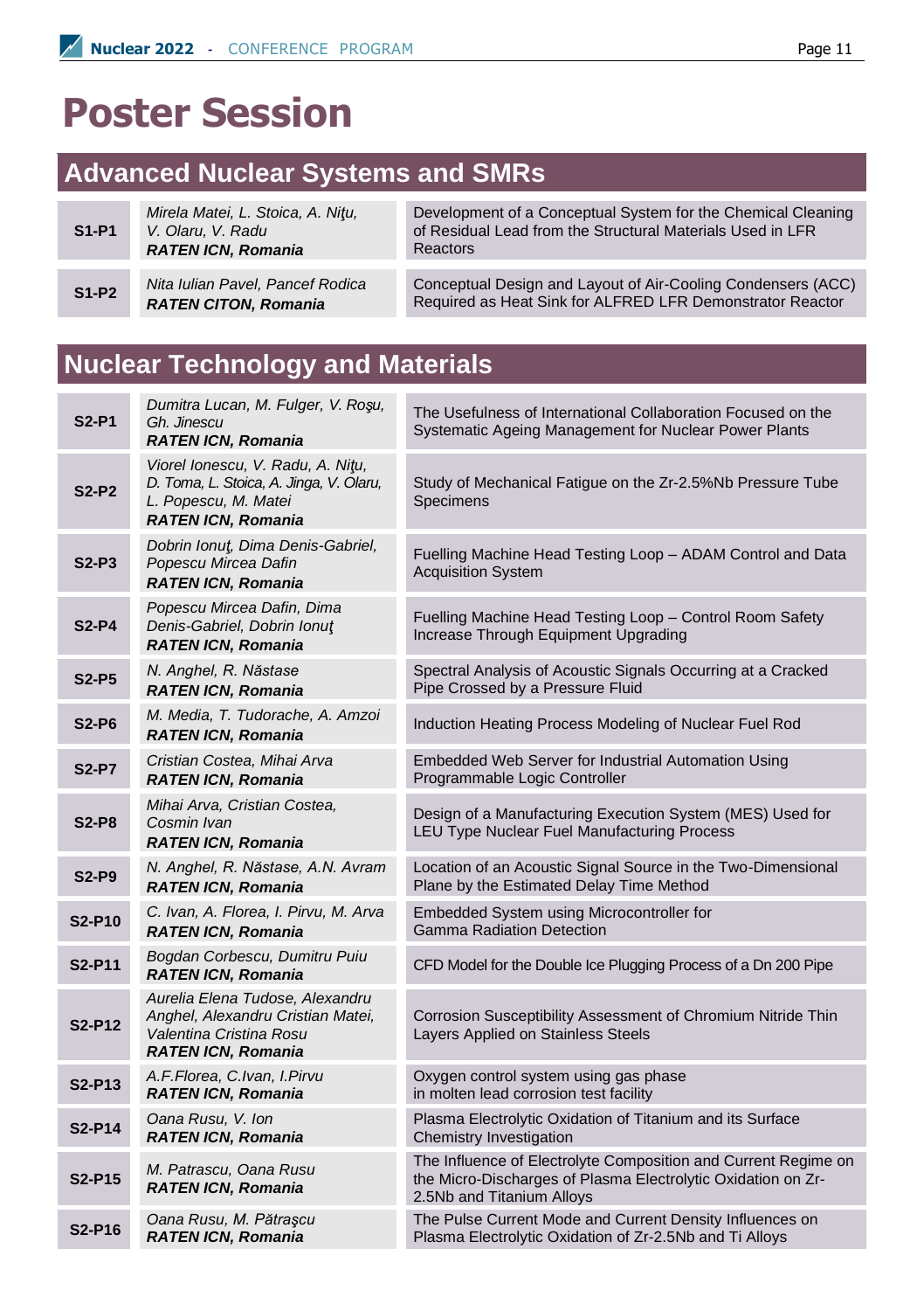# Poster Session

## Advanced Nuclear Systems and SMRs

| | | |
|---|---|---|
| **S1-P1** | *Mirela Matei, L. Stoica, A. Niţu, V. Olaru, V. Radu* ***RATEN ICN, Romania*** | Development of a Conceptual System for the Chemical Cleaning of Residual Lead from the Structural Materials Used in LFR Reactors |
| **S1-P2** | *Nita Iulian Pavel, Pancef Rodica* ***RATEN CITON, Romania*** | Conceptual Design and Layout of Air-Cooling Condensers (ACC) Required as Heat Sink for ALFRED LFR Demonstrator Reactor |

## Nuclear Technology and Materials

| | | |
|---|---|---|
| **S2-P1** | *Dumitra Lucan, M. Fulger, V. Roşu, Gh. Jinescu* ***RATEN ICN, Romania*** | The Usefulness of International Collaboration Focused on the Systematic Ageing Management for Nuclear Power Plants |
| **S2-P2** | *Viorel Ionescu, V. Radu, A. Niţu, D. Toma, L. Stoica, A. Jinga, V. Olaru, L. Popescu, M. Matei* ***RATEN ICN, Romania*** | Study of Mechanical Fatigue on the Zr-2.5%Nb Pressure Tube Specimens |
| **S2-P3** | *Dobrin Ionuţ, Dima Denis-Gabriel, Popescu Mircea Dafin* ***RATEN ICN, Romania*** | Fuelling Machine Head Testing Loop – ADAM Control and Data Acquisition System |
| **S2-P4** | *Popescu Mircea Dafin, Dima Denis-Gabriel, Dobrin Ionuţ* ***RATEN ICN, Romania*** | Fuelling Machine Head Testing Loop – Control Room Safety Increase Through Equipment Upgrading |
| **S2-P5** | *N. Anghel, R. Năstase* ***RATEN ICN, Romania*** | Spectral Analysis of Acoustic Signals Occurring at a Cracked Pipe Crossed by a Pressure Fluid |
| **S2-P6** | *M. Media, T. Tudorache, A. Amzoi* ***RATEN ICN, Romania*** | Induction Heating Process Modeling of Nuclear Fuel Rod |
| **S2-P7** | *Cristian Costea, Mihai Arva* ***RATEN ICN, Romania*** | Embedded Web Server for Industrial Automation Using Programmable Logic Controller |
| **S2-P8** | *Mihai Arva, Cristian Costea, Cosmin Ivan* ***RATEN ICN, Romania*** | Design of a Manufacturing Execution System (MES) Used for LEU Type Nuclear Fuel Manufacturing Process |
| **S2-P9** | *N. Anghel, R. Năstase, A.N. Avram* ***RATEN ICN, Romania*** | Location of an Acoustic Signal Source in the Two-Dimensional Plane by the Estimated Delay Time Method |
| **S2-P10** | *C. Ivan, A. Florea, I. Pirvu, M. Arva* ***RATEN ICN, Romania*** | Embedded System using Microcontroller for Gamma Radiation Detection |
| **S2-P11** | *Bogdan Corbescu, Dumitru Puiu* ***RATEN ICN, Romania*** | CFD Model for the Double Ice Plugging Process of a Dn 200 Pipe |
| **S2-P12** | *Aurelia Elena Tudose, Alexandru Anghel, Alexandru Cristian Matei, Valentina Cristina Rosu* ***RATEN ICN, Romania*** | Corrosion Susceptibility Assessment of Chromium Nitride Thin Layers Applied on Stainless Steels |
| **S2-P13** | *A.F.Florea, C.Ivan, I.Pirvu* ***RATEN ICN, Romania*** | Oxygen control system using gas phase in molten lead corrosion test facility |
| **S2-P14** | *Oana Rusu, V. Ion* ***RATEN ICN, Romania*** | Plasma Electrolytic Oxidation of Titanium and its Surface Chemistry Investigation |
| **S2-P15** | *M. Patrascu, Oana Rusu* ***RATEN ICN, Romania*** | The Influence of Electrolyte Composition and Current Regime on the Micro-Discharges of Plasma Electrolytic Oxidation on Zr-2.5Nb and Titanium Alloys |
| **S2-P16** | *Oana Rusu, M. Pătraşcu* ***RATEN ICN, Romania*** | The Pulse Current Mode and Current Density Influences on Plasma Electrolytic Oxidation of Zr-2.5Nb and Ti Alloys |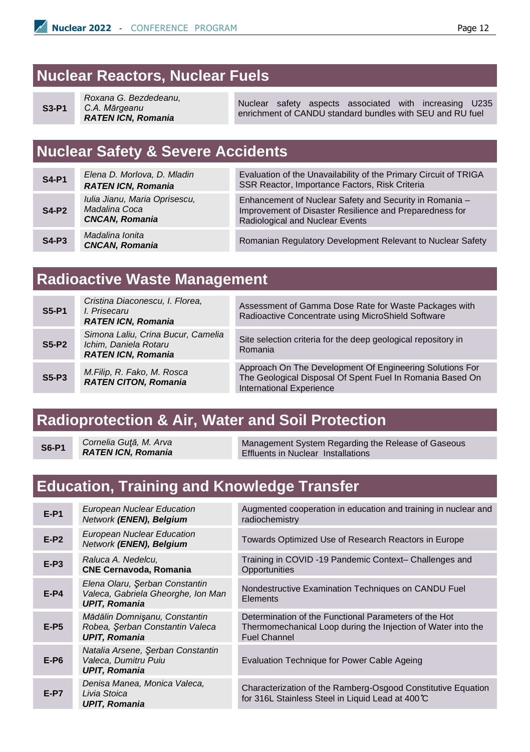## Nuclear Reactors, Nuclear Fuels

| | | |
|---|---|---|
| **S3-P1** | *Roxana G. Bezdedeanu, C.A. Mărgeanu* ***RATEN ICN, Romania*** | Nuclear safety aspects associated with increasing U235 enrichment of CANDU standard bundles with SEU and RU fuel |

## Nuclear Safety & Severe Accidents

| | | |
|---|---|---|
| **S4-P1** | *Elena D. Morlova, D. Mladin* ***RATEN ICN, Romania*** | Evaluation of the Unavailability of the Primary Circuit of TRIGA SSR Reactor, Importance Factors, Risk Criteria |
| **S4-P2** | *Iulia Jianu, Maria Oprisescu, Madalina Coca* ***CNCAN, Romania*** | Enhancement of Nuclear Safety and Security in Romania – Improvement of Disaster Resilience and Preparedness for Radiological and Nuclear Events |
| **S4-P3** | *Madalina Ionita* ***CNCAN, Romania*** | Romanian Regulatory Development Relevant to Nuclear Safety |

## Radioactive Waste Management

| | | |
|---|---|---|
| **S5-P1** | *Cristina Diaconescu, I. Florea, I. Prisecaru* ***RATEN ICN, Romania*** | Assessment of Gamma Dose Rate for Waste Packages with Radioactive Concentrate using MicroShield Software |
| **S5-P2** | *Simona Laliu, Crina Bucur, Camelia Ichim, Daniela Rotaru* ***RATEN ICN, Romania*** | Site selection criteria for the deep geological repository in Romania |
| **S5-P3** | *M.Filip, R. Fako, M. Rosca* ***RATEN CITON, Romania*** | Approach On The Development Of Engineering Solutions For The Geological Disposal Of Spent Fuel In Romania Based On International Experience |

## Radioprotection & Air, Water and Soil Protection

| | | |
|---|---|---|
| **S6-P1** | *Cornelia Guţă, M. Arva* ***RATEN ICN, Romania*** | Management System Regarding the Release of Gaseous Effluents in Nuclear Installations |

## Education, Training and Knowledge Transfer

| | | |
|---|---|---|
| **E-P1** | *European Nuclear Education Network **(ENEN), Belgium*** | Augmented cooperation in education and training in nuclear and radiochemistry |
| **E-P2** | *European Nuclear Education Network **(ENEN), Belgium*** | Towards Optimized Use of Research Reactors in Europe |
| **E-P3** | *Raluca A. Nedelcu,* **CNE Cernavoda, Romania** | Training in COVID -19 Pandemic Context– Challenges and Opportunities |
| **E-P4** | *Elena Olaru, Şerban Constantin Valeca, Gabriela Gheorghe, Ion Man* ***UPIT, Romania*** | Nondestructive Examination Techniques on CANDU Fuel Elements |
| **E-P5** | *Mădălin Domnişanu, Constantin Robea, Şerban Constantin Valeca* ***UPIT, Romania*** | Determination of the Functional Parameters of the Hot Thermomechanical Loop during the Injection of Water into the Fuel Channel |
| **E-P6** | *Natalia Arsene, Şerban Constantin Valeca, Dumitru Puiu* ***UPIT, Romania*** | Evaluation Technique for Power Cable Ageing |
| **E-P7** | *Denisa Manea, Monica Valeca, Livia Stoica* ***UPIT, Romania*** | Characterization of the Ramberg-Osgood Constitutive Equation for 316L Stainless Steel in Liquid Lead at 400℃ |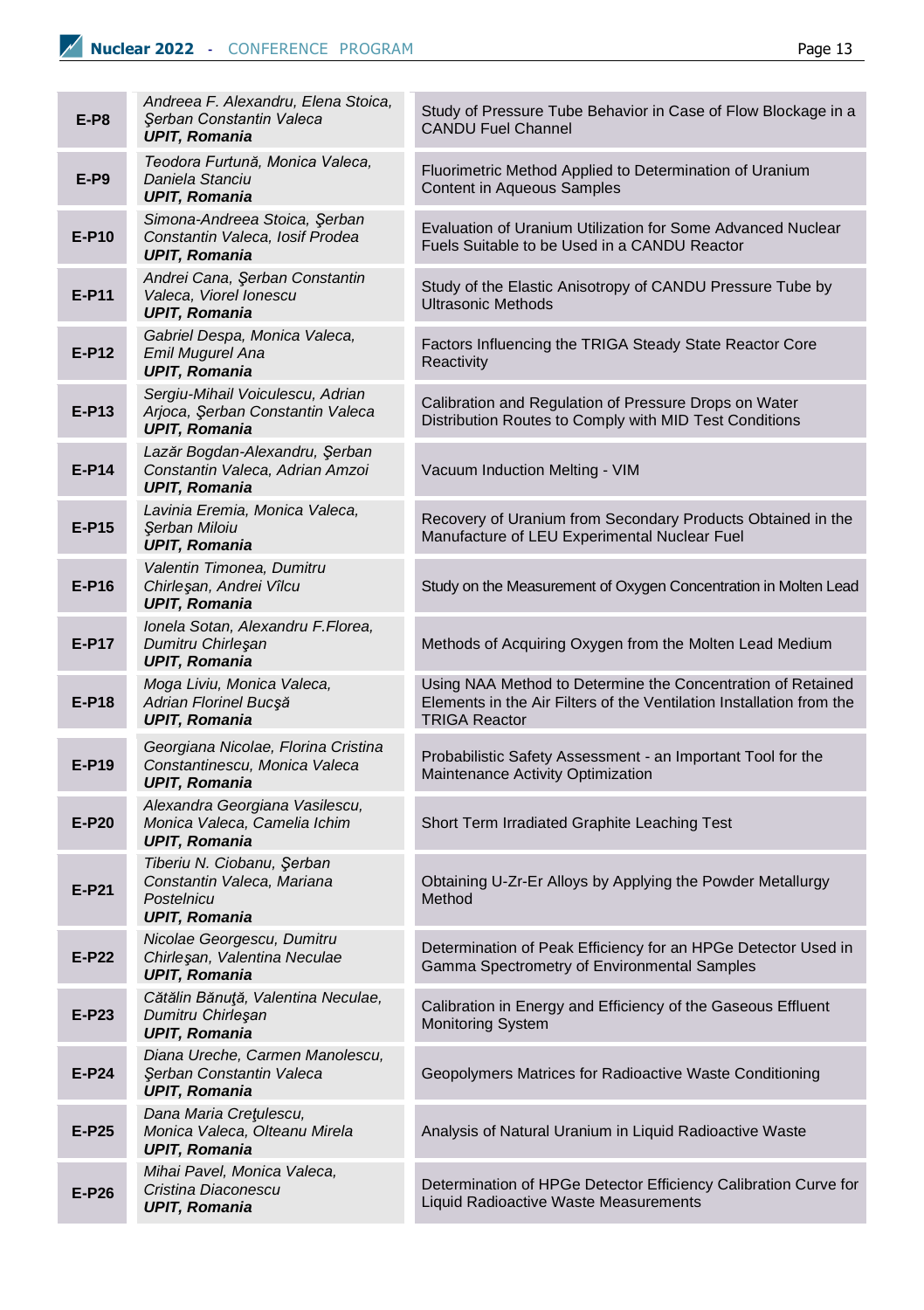| | | |
|---|---|---|
| **E-P8** | *Andreea F. Alexandru, Elena Stoica, Şerban Constantin Valeca*<br>***UPIT, Romania*** | Study of Pressure Tube Behavior in Case of Flow Blockage in a CANDU Fuel Channel |
| **E-P9** | *Teodora Furtună, Monica Valeca, Daniela Stanciu*<br>***UPIT, Romania*** | Fluorimetric Method Applied to Determination of Uranium Content in Aqueous Samples |
| **E-P10** | *Simona-Andreea Stoica, Şerban Constantin Valeca, Iosif Prodea*<br>***UPIT, Romania*** | Evaluation of Uranium Utilization for Some Advanced Nuclear Fuels Suitable to be Used in a CANDU Reactor |
| **E-P11** | *Andrei Cana, Şerban Constantin Valeca, Viorel Ionescu*<br>***UPIT, Romania*** | Study of the Elastic Anisotropy of CANDU Pressure Tube by Ultrasonic Methods |
| **E-P12** | *Gabriel Despa, Monica Valeca, Emil Mugurel Ana*<br>***UPIT, Romania*** | Factors Influencing the TRIGA Steady State Reactor Core Reactivity |
| **E-P13** | *Sergiu-Mihail Voiculescu, Adrian Arjoca, Şerban Constantin Valeca*<br>***UPIT, Romania*** | Calibration and Regulation of Pressure Drops on Water Distribution Routes to Comply with MID Test Conditions |
| **E-P14** | *Lazăr Bogdan-Alexandru, Şerban Constantin Valeca, Adrian Amzoi*<br>***UPIT, Romania*** | Vacuum Induction Melting - VIM |
| **E-P15** | *Lavinia Eremia, Monica Valeca, Şerban Miloiu*<br>***UPIT, Romania*** | Recovery of Uranium from Secondary Products Obtained in the Manufacture of LEU Experimental Nuclear Fuel |
| **E-P16** | *Valentin Timonea, Dumitru Chirleşan, Andrei Vîlcu*<br>***UPIT, Romania*** | Study on the Measurement of Oxygen Concentration in Molten Lead |
| **E-P17** | *Ionela Sotan, Alexandru F.Florea, Dumitru Chirleşan*<br>***UPIT, Romania*** | Methods of Acquiring Oxygen from the Molten Lead Medium |
| **E-P18** | *Moga Liviu, Monica Valeca, Adrian Florinel Bucşă*<br>***UPIT, Romania*** | Using NAA Method to Determine the Concentration of Retained Elements in the Air Filters of the Ventilation Installation from the TRIGA Reactor |
| **E-P19** | *Georgiana Nicolae, Florina Cristina Constantinescu, Monica Valeca*<br>***UPIT, Romania*** | Probabilistic Safety Assessment - an Important Tool for the Maintenance Activity Optimization |
| **E-P20** | *Alexandra Georgiana Vasilescu, Monica Valeca, Camelia Ichim*<br>***UPIT, Romania*** | Short Term Irradiated Graphite Leaching Test |
| **E-P21** | *Tiberiu N. Ciobanu, Şerban Constantin Valeca, Mariana Postelnicu*<br>***UPIT, Romania*** | Obtaining U-Zr-Er Alloys by Applying the Powder Metallurgy Method |
| **E-P22** | *Nicolae Georgescu, Dumitru Chirleşan, Valentina Neculae*<br>***UPIT, Romania*** | Determination of Peak Efficiency for an HPGe Detector Used in Gamma Spectrometry of Environmental Samples |
| **E-P23** | *Cătălin Bănuţă, Valentina Neculae, Dumitru Chirleşan*<br>***UPIT, Romania*** | Calibration in Energy and Efficiency of the Gaseous Effluent Monitoring System |
| **E-P24** | *Diana Ureche, Carmen Manolescu, Şerban Constantin Valeca*<br>***UPIT, Romania*** | Geopolymers Matrices for Radioactive Waste Conditioning |
| **E-P25** | *Dana Maria Creţulescu, Monica Valeca, Olteanu Mirela*<br>***UPIT, Romania*** | Analysis of Natural Uranium in Liquid Radioactive Waste |
| **E-P26** | *Mihai Pavel, Monica Valeca, Cristina Diaconescu*<br>***UPIT, Romania*** | Determination of HPGe Detector Efficiency Calibration Curve for Liquid Radioactive Waste Measurements |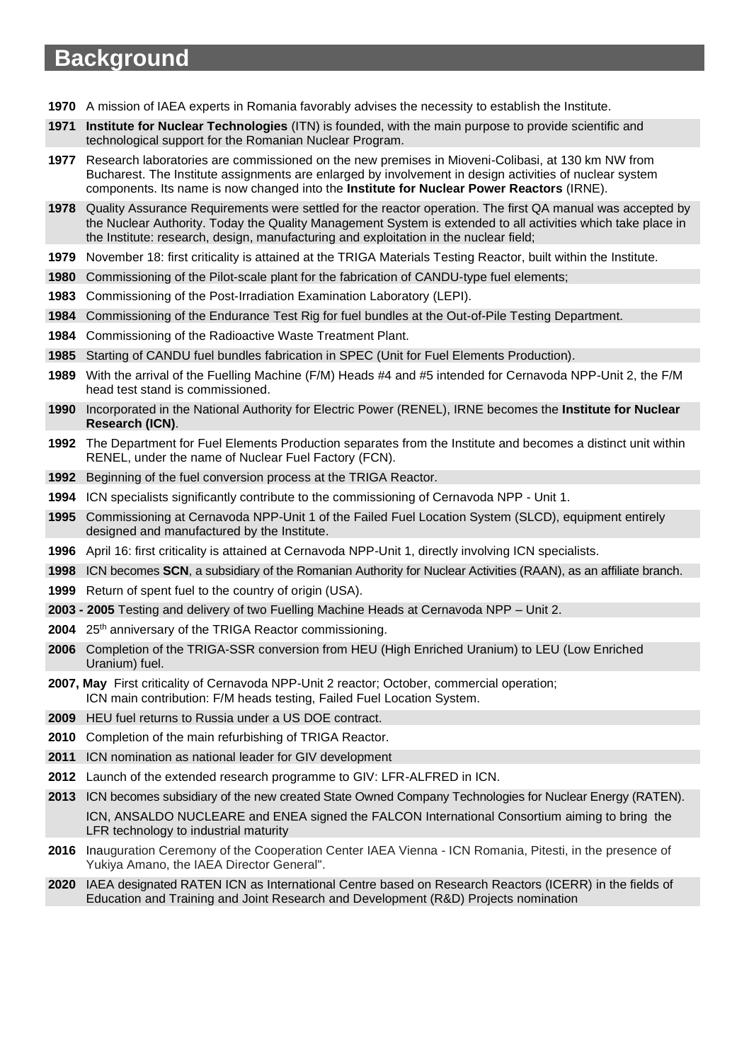# Background

**1970** A mission of IAEA experts in Romania favorably advises the necessity to establish the Institute.

**1971** **Institute for Nuclear Technologies** (ITN) is founded, with the main purpose to provide scientific and technological support for the Romanian Nuclear Program.

**1977** Research laboratories are commissioned on the new premises in Mioveni-Colibasi, at 130 km NW from Bucharest. The Institute assignments are enlarged by involvement in design activities of nuclear system components. Its name is now changed into the **Institute for Nuclear Power Reactors** (IRNE).

**1978** Quality Assurance Requirements were settled for the reactor operation. The first QA manual was accepted by the Nuclear Authority. Today the Quality Management System is extended to all activities which take place in the Institute: research, design, manufacturing and exploitation in the nuclear field;

**1979** November 18: first criticality is attained at the TRIGA Materials Testing Reactor, built within the Institute.

**1980** Commissioning of the Pilot-scale plant for the fabrication of CANDU-type fuel elements;

**1983** Commissioning of the Post-Irradiation Examination Laboratory (LEPI).

**1984** Commissioning of the Endurance Test Rig for fuel bundles at the Out-of-Pile Testing Department.

**1984** Commissioning of the Radioactive Waste Treatment Plant.

**1985** Starting of CANDU fuel bundles fabrication in SPEC (Unit for Fuel Elements Production).

**1989** With the arrival of the Fuelling Machine (F/M) Heads #4 and #5 intended for Cernavoda NPP-Unit 2, the F/M head test stand is commissioned.

**1990** Incorporated in the National Authority for Electric Power (RENEL), IRNE becomes the **Institute for Nuclear Research (ICN)**.

**1992** The Department for Fuel Elements Production separates from the Institute and becomes a distinct unit within RENEL, under the name of Nuclear Fuel Factory (FCN).

**1992** Beginning of the fuel conversion process at the TRIGA Reactor.

**1994** ICN specialists significantly contribute to the commissioning of Cernavoda NPP - Unit 1.

**1995** Commissioning at Cernavoda NPP-Unit 1 of the Failed Fuel Location System (SLCD), equipment entirely designed and manufactured by the Institute.

**1996** April 16: first criticality is attained at Cernavoda NPP-Unit 1, directly involving ICN specialists.

**1998** ICN becomes **SCN**, a subsidiary of the Romanian Authority for Nuclear Activities (RAAN), as an affiliate branch.

**1999** Return of spent fuel to the country of origin (USA).

**2003 - 2005** Testing and delivery of two Fuelling Machine Heads at Cernavoda NPP – Unit 2.

**2004** 25th anniversary of the TRIGA Reactor commissioning.

**2006** Completion of the TRIGA-SSR conversion from HEU (High Enriched Uranium) to LEU (Low Enriched Uranium) fuel.

**2007, May** First criticality of Cernavoda NPP-Unit 2 reactor; October, commercial operation; ICN main contribution: F/M heads testing, Failed Fuel Location System.

**2009** HEU fuel returns to Russia under a US DOE contract.

**2010** Completion of the main refurbishing of TRIGA Reactor.

**2011** ICN nomination as national leader for GIV development

**2012** Launch of the extended research programme to GIV: LFR-ALFRED in ICN.

**2013** ICN becomes subsidiary of the new created State Owned Company Technologies for Nuclear Energy (RATEN).
ICN, ANSALDO NUCLEARE and ENEA signed the FALCON International Consortium aiming to bring the LFR technology to industrial maturity

**2016** Inauguration Ceremony of the Cooperation Center IAEA Vienna - ICN Romania, Pitesti, in the presence of Yukiya Amano, the IAEA Director General".

**2020** IAEA designated RATEN ICN as International Centre based on Research Reactors (ICERR) in the fields of Education and Training and Joint Research and Development (R&D) Projects nomination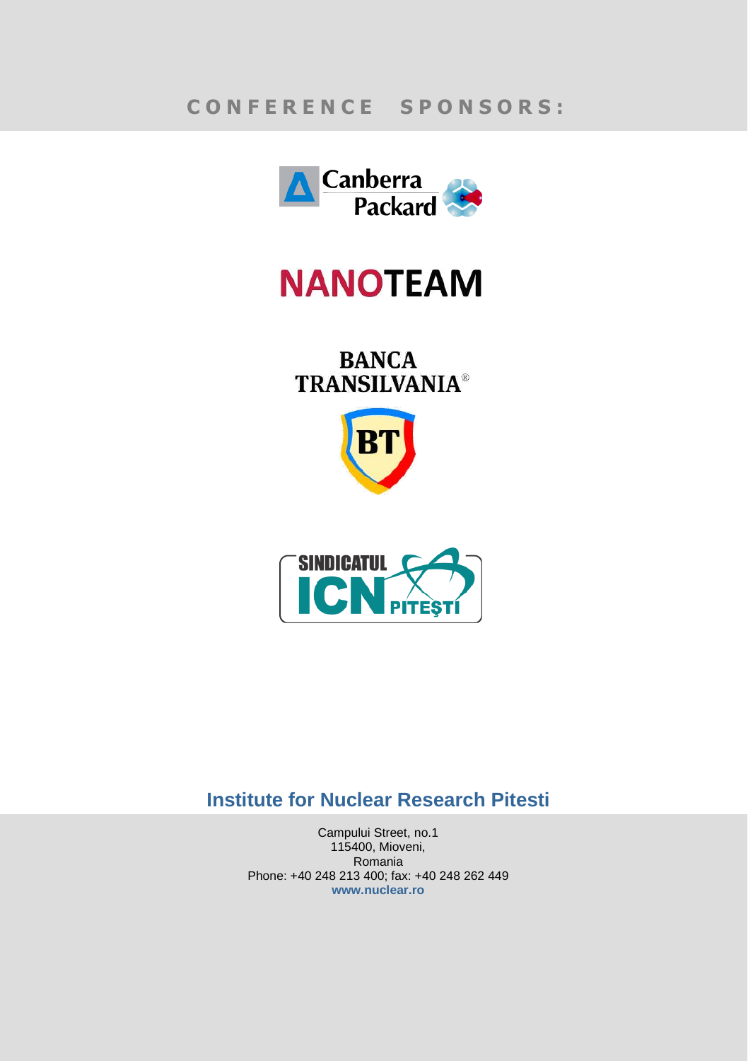# CONFERENCE SPONSORS:

Canberra Packard

NANOTEAM

BANCA TRANSILVANIA®

BT

SINDICATUL ICN PITEŞTI

## Institute for Nuclear Research Pitesti

Campului Street, no.1
115400, Mioveni,
Romania
Phone: +40 248 213 400; fax: +40 248 262 449
**www.nuclear.ro**